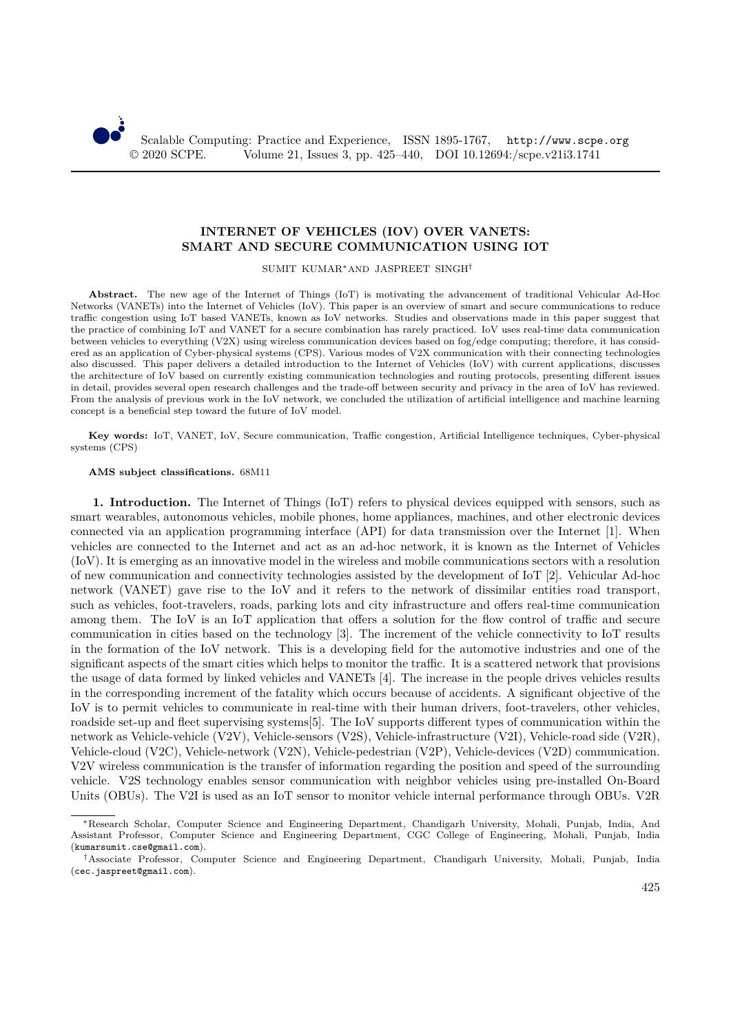# INTERNET OF VEHICLES (IOV) OVER VANETS: SMART AND SECURE COMMUNICATION USING IOT

SUMIT KUMAR[*] AND JASPREET SINGH[†]

**Abstract.** The new age of the Internet of Things (IoT) is motivating the advancement of traditional Vehicular Ad-Hoc Networks (VANETs) into the Internet of Vehicles (IoV). This paper is an overview of smart and secure communications to reduce traffic congestion using IoT based VANETs, known as IoV networks. Studies and observations made in this paper suggest that the practice of combining IoT and VANET for a secure combination has rarely practiced. IoV uses real-time data communication between vehicles to everything (V2X) using wireless communication devices based on fog/edge computing; therefore, it has considered as an application of Cyber-physical systems (CPS). Various modes of V2X communication with their connecting technologies also discussed. This paper delivers a detailed introduction to the Internet of Vehicles (IoV) with current applications, discusses the architecture of IoV based on currently existing communication technologies and routing protocols, presenting different issues in detail, provides several open research challenges and the trade-off between security and privacy in the area of IoV has reviewed. From the analysis of previous work in the IoV network, we concluded the utilization of artificial intelligence and machine learning concept is a beneficial step toward the future of IoV model.

**Key words:** IoT, VANET, IoV, Secure communication, Traffic congestion, Artificial Intelligence techniques, Cyber-physical systems (CPS)

**AMS subject classifications.** 68M11

## 1. Introduction.

The Internet of Things (IoT) refers to physical devices equipped with sensors, such as smart wearables, autonomous vehicles, mobile phones, home appliances, machines, and other electronic devices connected via an application programming interface (API) for data transmission over the Internet [1]. When vehicles are connected to the Internet and act as an ad-hoc network, it is known as the Internet of Vehicles (IoV). It is emerging as an innovative model in the wireless and mobile communications sectors with a resolution of new communication and connectivity technologies assisted by the development of IoT [2]. Vehicular Ad-hoc network (VANET) gave rise to the IoV and it refers to the network of dissimilar entities road transport, such as vehicles, foot-travelers, roads, parking lots and city infrastructure and offers real-time communication among them. The IoV is an IoT application that offers a solution for the flow control of traffic and secure communication in cities based on the technology [3]. The increment of the vehicle connectivity to IoT results in the formation of the IoV network. This is a developing field for the automotive industries and one of the significant aspects of the smart cities which helps to monitor the traffic. It is a scattered network that provisions the usage of data formed by linked vehicles and VANETs [4]. The increase in the people drives vehicles results in the corresponding increment of the fatality which occurs because of accidents. A significant objective of the IoV is to permit vehicles to communicate in real-time with their human drivers, foot-travelers, other vehicles, roadside set-up and fleet supervising systems[5]. The IoV supports different types of communication within the network as Vehicle-vehicle (V2V), Vehicle-sensors (V2S), Vehicle-infrastructure (V2I), Vehicle-road side (V2R), Vehicle-cloud (V2C), Vehicle-network (V2N), Vehicle-pedestrian (V2P), Vehicle-devices (V2D) communication. V2V wireless communication is the transfer of information regarding the position and speed of the surrounding vehicle. V2S technology enables sensor communication with neighbor vehicles using pre-installed On-Board Units (OBUs). The V2I is used as an IoT sensor to monitor vehicle internal performance through OBUs. V2R

---

[*] Research Scholar, Computer Science and Engineering Department, Chandigarh University, Mohali, Punjab, India, And Assistant Professor, Computer Science and Engineering Department, CGC College of Engineering, Mohali, Punjab, India (kumarsumit.cse@gmail.com).

[†] Associate Professor, Computer Science and Engineering Department, Chandigarh University, Mohali, Punjab, India (cec.jaspreet@gmail.com).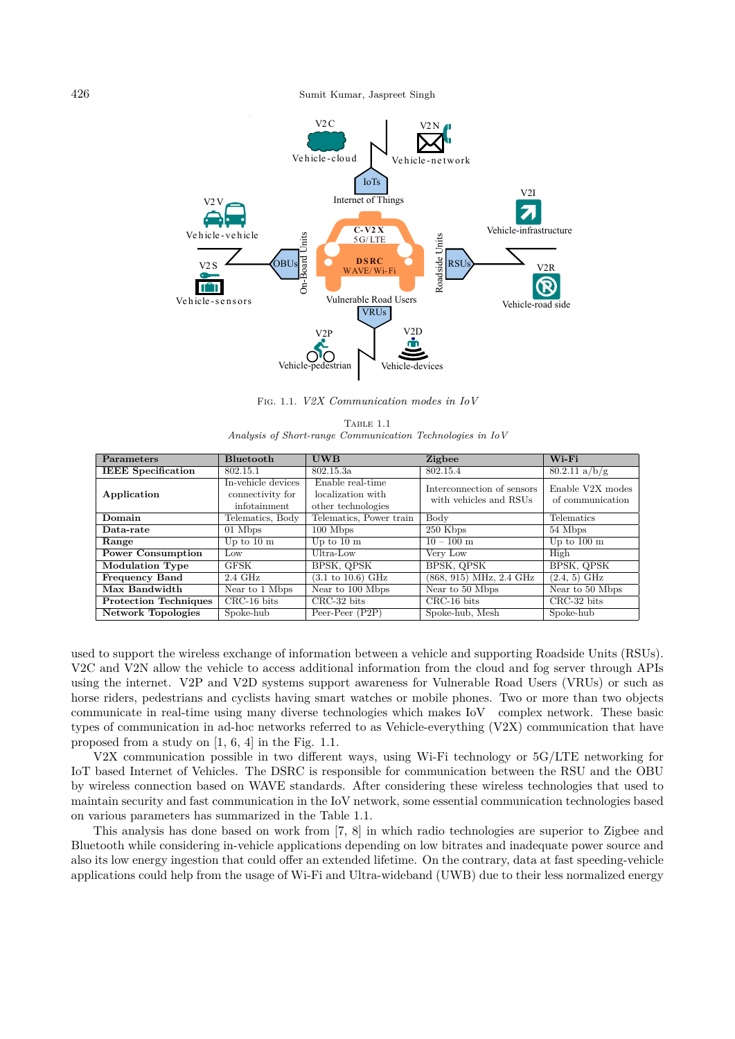Fig. 1.1. *V2X Communication modes in IoV*

Table 1.1
*Analysis of Short-range Communication Technologies in IoV*

| Parameters | Bluetooth | UWB | Zigbee | Wi-Fi |
|---|---|---|---|---|
| **IEEE Specification** | 802.15.1 | 802.15.3a | 802.15.4 | 80.2.11 a/b/g |
| **Application** | In-vehicle devices connectivity for infotainment | Enable real-time localization with other technologies | Interconnection of sensors with vehicles and RSUs | Enable V2X modes of communication |
| **Domain** | Telematics, Body | Telematics, Power train | Body | Telematics |
| **Data-rate** | 01 Mbps | 100 Mbps | 250 Kbps | 54 Mbps |
| **Range** | Up to 10 m | Up to 10 m | 10 – 100 m | Up to 100 m |
| **Power Consumption** | Low | Ultra-Low | Very Low | High |
| **Modulation Type** | GFSK | BPSK, QPSK | BPSK, QPSK | BPSK, QPSK |
| **Frequency Band** | 2.4 GHz | (3.1 to 10.6) GHz | (868, 915) MHz, 2.4 GHz | (2.4, 5) GHz |
| **Max Bandwidth** | Near to 1 Mbps | Near to 100 Mbps | Near to 50 Mbps | Near to 50 Mbps |
| **Protection Techniques** | CRC-16 bits | CRC-32 bits | CRC-16 bits | CRC-32 bits |
| **Network Topologies** | Spoke-hub | Peer-Peer (P2P) | Spoke-hub, Mesh | Spoke-hub |

used to support the wireless exchange of information between a vehicle and supporting Roadside Units (RSUs). V2C and V2N allow the vehicle to access additional information from the cloud and fog server through APIs using the internet. V2P and V2D systems support awareness for Vulnerable Road Users (VRUs) or such as horse riders, pedestrians and cyclists having smart watches or mobile phones. Two or more than two objects communicate in real-time using many diverse technologies which makes IoV complex network. These basic types of communication in ad-hoc networks referred to as Vehicle-everything (V2X) communication that have proposed from a study on [1, 6, 4] in the Fig. 1.1.

V2X communication possible in two different ways, using Wi-Fi technology or 5G/LTE networking for IoT based Internet of Vehicles. The DSRC is responsible for communication between the RSU and the OBU by wireless connection based on WAVE standards. After considering these wireless technologies that used to maintain security and fast communication in the IoV network, some essential communication technologies based on various parameters has summarized in the Table 1.1.

This analysis has done based on work from [7, 8] in which radio technologies are superior to Zigbee and Bluetooth while considering in-vehicle applications depending on low bitrates and inadequate power source and also its low energy ingestion that could offer an extended lifetime. On the contrary, data at fast speeding-vehicle applications could help from the usage of Wi-Fi and Ultra-wideband (UWB) due to their less normalized energy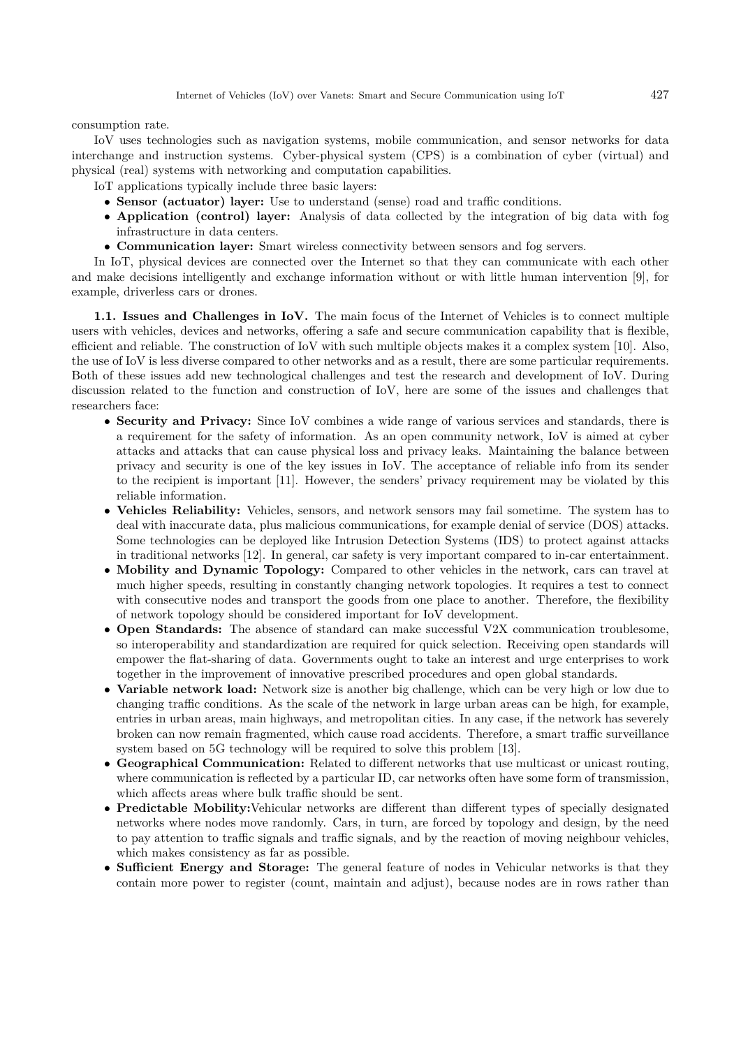consumption rate.

IoV uses technologies such as navigation systems, mobile communication, and sensor networks for data interchange and instruction systems. Cyber-physical system (CPS) is a combination of cyber (virtual) and physical (real) systems with networking and computation capabilities.

IoT applications typically include three basic layers:

- **Sensor (actuator) layer:** Use to understand (sense) road and traffic conditions.
- **Application (control) layer:** Analysis of data collected by the integration of big data with fog infrastructure in data centers.
- **Communication layer:** Smart wireless connectivity between sensors and fog servers.

In IoT, physical devices are connected over the Internet so that they can communicate with each other and make decisions intelligently and exchange information without or with little human intervention [9], for example, driverless cars or drones.

**1.1. Issues and Challenges in IoV.** The main focus of the Internet of Vehicles is to connect multiple users with vehicles, devices and networks, offering a safe and secure communication capability that is flexible, efficient and reliable. The construction of IoV with such multiple objects makes it a complex system [10]. Also, the use of IoV is less diverse compared to other networks and as a result, there are some particular requirements. Both of these issues add new technological challenges and test the research and development of IoV. During discussion related to the function and construction of IoV, here are some of the issues and challenges that researchers face:

- **Security and Privacy:** Since IoV combines a wide range of various services and standards, there is a requirement for the safety of information. As an open community network, IoV is aimed at cyber attacks and attacks that can cause physical loss and privacy leaks. Maintaining the balance between privacy and security is one of the key issues in IoV. The acceptance of reliable info from its sender to the recipient is important [11]. However, the senders' privacy requirement may be violated by this reliable information.
- **Vehicles Reliability:** Vehicles, sensors, and network sensors may fail sometime. The system has to deal with inaccurate data, plus malicious communications, for example denial of service (DOS) attacks. Some technologies can be deployed like Intrusion Detection Systems (IDS) to protect against attacks in traditional networks [12]. In general, car safety is very important compared to in-car entertainment.
- **Mobility and Dynamic Topology:** Compared to other vehicles in the network, cars can travel at much higher speeds, resulting in constantly changing network topologies. It requires a test to connect with consecutive nodes and transport the goods from one place to another. Therefore, the flexibility of network topology should be considered important for IoV development.
- **Open Standards:** The absence of standard can make successful V2X communication troublesome, so interoperability and standardization are required for quick selection. Receiving open standards will empower the flat-sharing of data. Governments ought to take an interest and urge enterprises to work together in the improvement of innovative prescribed procedures and open global standards.
- **Variable network load:** Network size is another big challenge, which can be very high or low due to changing traffic conditions. As the scale of the network in large urban areas can be high, for example, entries in urban areas, main highways, and metropolitan cities. In any case, if the network has severely broken can now remain fragmented, which cause road accidents. Therefore, a smart traffic surveillance system based on 5G technology will be required to solve this problem [13].
- **Geographical Communication:** Related to different networks that use multicast or unicast routing, where communication is reflected by a particular ID, car networks often have some form of transmission, which affects areas where bulk traffic should be sent.
- **Predictable Mobility:**Vehicular networks are different than different types of specially designated networks where nodes move randomly. Cars, in turn, are forced by topology and design, by the need to pay attention to traffic signals and traffic signals, and by the reaction of moving neighbour vehicles, which makes consistency as far as possible.
- **Sufficient Energy and Storage:** The general feature of nodes in Vehicular networks is that they contain more power to register (count, maintain and adjust), because nodes are in rows rather than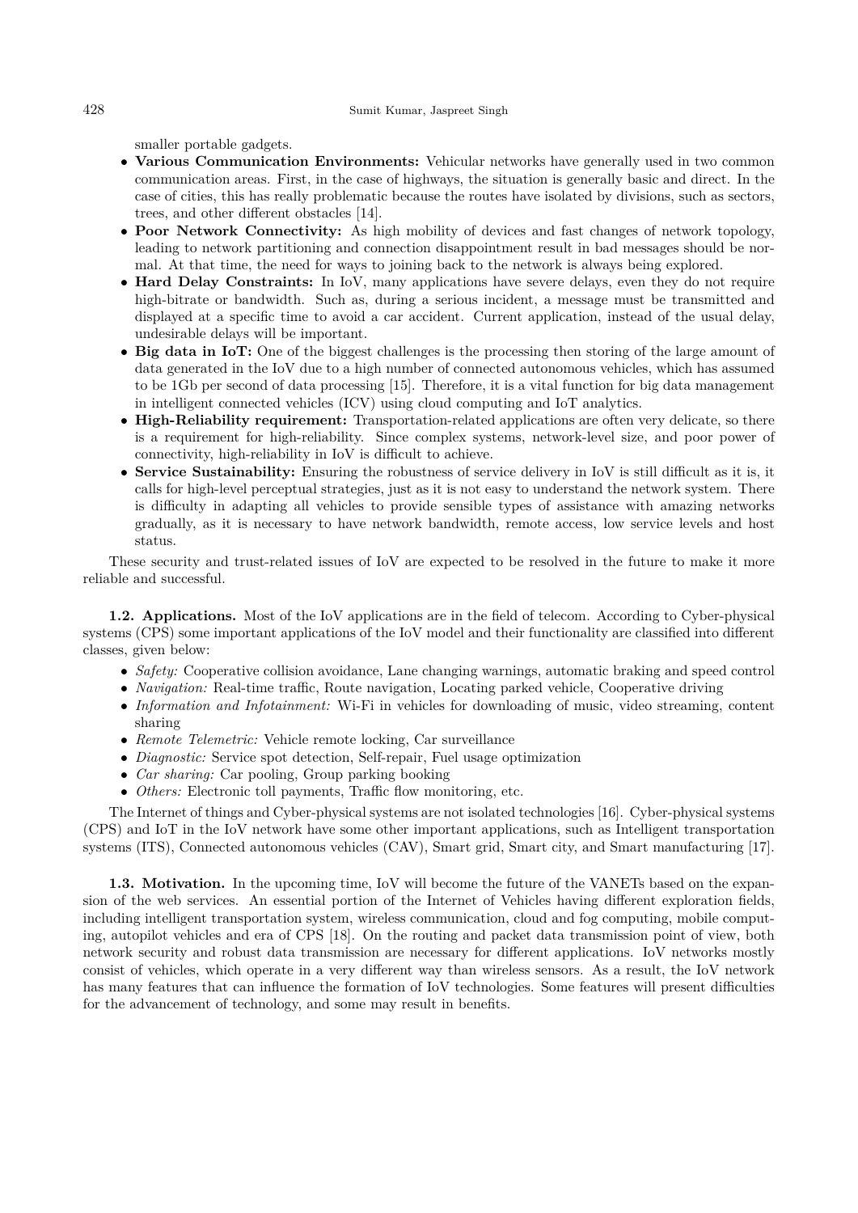smaller portable gadgets.

- **Various Communication Environments:** Vehicular networks have generally used in two common communication areas. First, in the case of highways, the situation is generally basic and direct. In the case of cities, this has really problematic because the routes have isolated by divisions, such as sectors, trees, and other different obstacles [14].
- **Poor Network Connectivity:** As high mobility of devices and fast changes of network topology, leading to network partitioning and connection disappointment result in bad messages should be normal. At that time, the need for ways to joining back to the network is always being explored.
- **Hard Delay Constraints:** In IoV, many applications have severe delays, even they do not require high-bitrate or bandwidth. Such as, during a serious incident, a message must be transmitted and displayed at a specific time to avoid a car accident. Current application, instead of the usual delay, undesirable delays will be important.
- **Big data in IoT:** One of the biggest challenges is the processing then storing of the large amount of data generated in the IoV due to a high number of connected autonomous vehicles, which has assumed to be 1Gb per second of data processing [15]. Therefore, it is a vital function for big data management in intelligent connected vehicles (ICV) using cloud computing and IoT analytics.
- **High-Reliability requirement:** Transportation-related applications are often very delicate, so there is a requirement for high-reliability. Since complex systems, network-level size, and poor power of connectivity, high-reliability in IoV is difficult to achieve.
- **Service Sustainability:** Ensuring the robustness of service delivery in IoV is still difficult as it is, it calls for high-level perceptual strategies, just as it is not easy to understand the network system. There is difficulty in adapting all vehicles to provide sensible types of assistance with amazing networks gradually, as it is necessary to have network bandwidth, remote access, low service levels and host status.

These security and trust-related issues of IoV are expected to be resolved in the future to make it more reliable and successful.

**1.2. Applications.** Most of the IoV applications are in the field of telecom. According to Cyber-physical systems (CPS) some important applications of the IoV model and their functionality are classified into different classes, given below:

- *Safety:* Cooperative collision avoidance, Lane changing warnings, automatic braking and speed control
- *Navigation:* Real-time traffic, Route navigation, Locating parked vehicle, Cooperative driving
- *Information and Infotainment:* Wi-Fi in vehicles for downloading of music, video streaming, content sharing
- *Remote Telemetric:* Vehicle remote locking, Car surveillance
- *Diagnostic:* Service spot detection, Self-repair, Fuel usage optimization
- *Car sharing:* Car pooling, Group parking booking
- *Others:* Electronic toll payments, Traffic flow monitoring, etc.

The Internet of things and Cyber-physical systems are not isolated technologies [16]. Cyber-physical systems (CPS) and IoT in the IoV network have some other important applications, such as Intelligent transportation systems (ITS), Connected autonomous vehicles (CAV), Smart grid, Smart city, and Smart manufacturing [17].

**1.3. Motivation.** In the upcoming time, IoV will become the future of the VANETs based on the expansion of the web services. An essential portion of the Internet of Vehicles having different exploration fields, including intelligent transportation system, wireless communication, cloud and fog computing, mobile computing, autopilot vehicles and era of CPS [18]. On the routing and packet data transmission point of view, both network security and robust data transmission are necessary for different applications. IoV networks mostly consist of vehicles, which operate in a very different way than wireless sensors. As a result, the IoV network has many features that can influence the formation of IoV technologies. Some features will present difficulties for the advancement of technology, and some may result in benefits.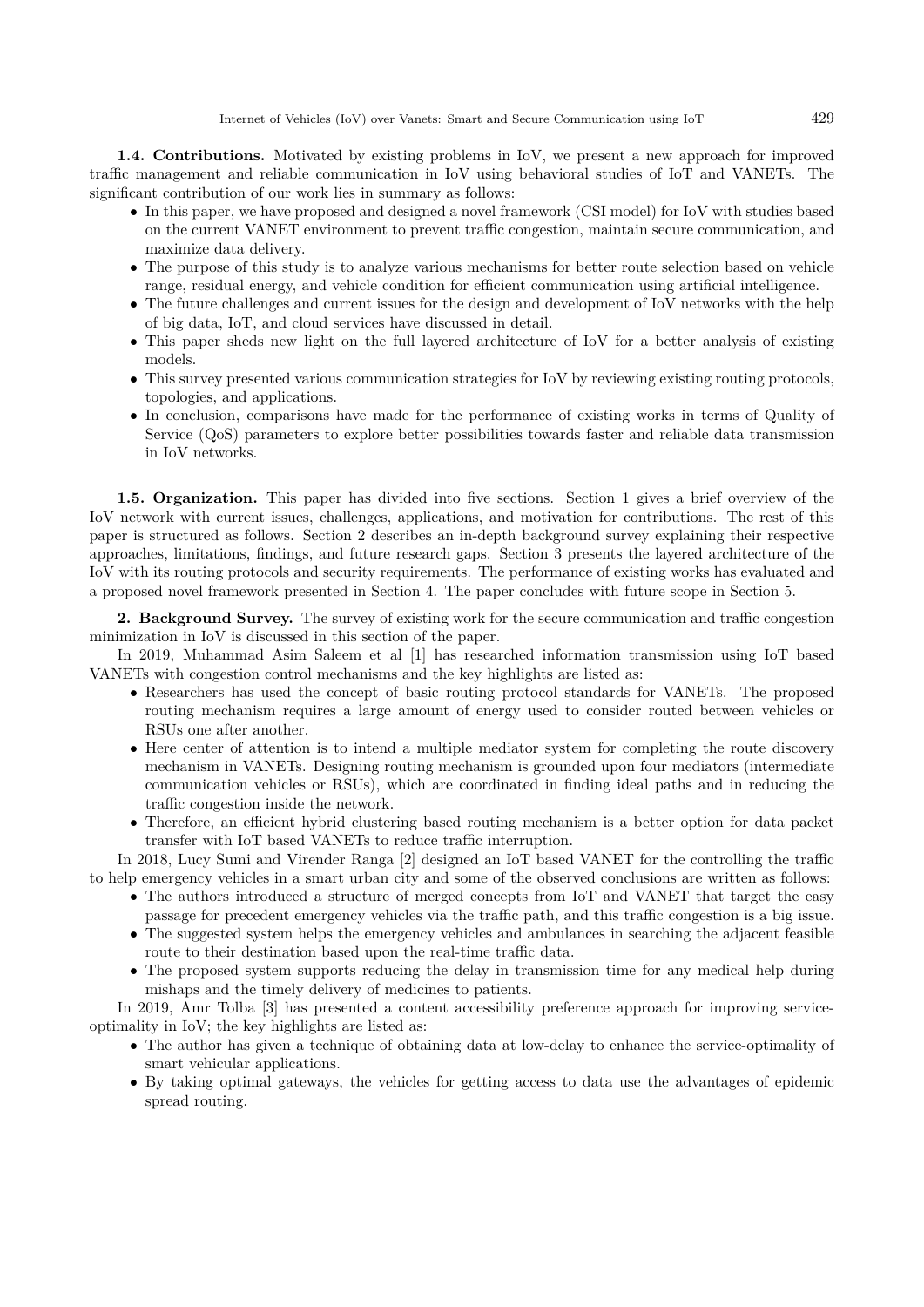**1.4. Contributions.** Motivated by existing problems in IoV, we present a new approach for improved traffic management and reliable communication in IoV using behavioral studies of IoT and VANETs. The significant contribution of our work lies in summary as follows:

- In this paper, we have proposed and designed a novel framework (CSI model) for IoV with studies based on the current VANET environment to prevent traffic congestion, maintain secure communication, and maximize data delivery.
- The purpose of this study is to analyze various mechanisms for better route selection based on vehicle range, residual energy, and vehicle condition for efficient communication using artificial intelligence.
- The future challenges and current issues for the design and development of IoV networks with the help of big data, IoT, and cloud services have discussed in detail.
- This paper sheds new light on the full layered architecture of IoV for a better analysis of existing models.
- This survey presented various communication strategies for IoV by reviewing existing routing protocols, topologies, and applications.
- In conclusion, comparisons have made for the performance of existing works in terms of Quality of Service (QoS) parameters to explore better possibilities towards faster and reliable data transmission in IoV networks.

**1.5. Organization.** This paper has divided into five sections. Section 1 gives a brief overview of the IoV network with current issues, challenges, applications, and motivation for contributions. The rest of this paper is structured as follows. Section 2 describes an in-depth background survey explaining their respective approaches, limitations, findings, and future research gaps. Section 3 presents the layered architecture of the IoV with its routing protocols and security requirements. The performance of existing works has evaluated and a proposed novel framework presented in Section 4. The paper concludes with future scope in Section 5.

**2. Background Survey.** The survey of existing work for the secure communication and traffic congestion minimization in IoV is discussed in this section of the paper.

In 2019, Muhammad Asim Saleem et al [1] has researched information transmission using IoT based VANETs with congestion control mechanisms and the key highlights are listed as:

- Researchers has used the concept of basic routing protocol standards for VANETs. The proposed routing mechanism requires a large amount of energy used to consider routed between vehicles or RSUs one after another.
- Here center of attention is to intend a multiple mediator system for completing the route discovery mechanism in VANETs. Designing routing mechanism is grounded upon four mediators (intermediate communication vehicles or RSUs), which are coordinated in finding ideal paths and in reducing the traffic congestion inside the network.
- Therefore, an efficient hybrid clustering based routing mechanism is a better option for data packet transfer with IoT based VANETs to reduce traffic interruption.

In 2018, Lucy Sumi and Virender Ranga [2] designed an IoT based VANET for the controlling the traffic to help emergency vehicles in a smart urban city and some of the observed conclusions are written as follows:

- The authors introduced a structure of merged concepts from IoT and VANET that target the easy passage for precedent emergency vehicles via the traffic path, and this traffic congestion is a big issue.
- The suggested system helps the emergency vehicles and ambulances in searching the adjacent feasible route to their destination based upon the real-time traffic data.
- The proposed system supports reducing the delay in transmission time for any medical help during mishaps and the timely delivery of medicines to patients.

In 2019, Amr Tolba [3] has presented a content accessibility preference approach for improving service-optimality in IoV; the key highlights are listed as:

- The author has given a technique of obtaining data at low-delay to enhance the service-optimality of smart vehicular applications.
- By taking optimal gateways, the vehicles for getting access to data use the advantages of epidemic spread routing.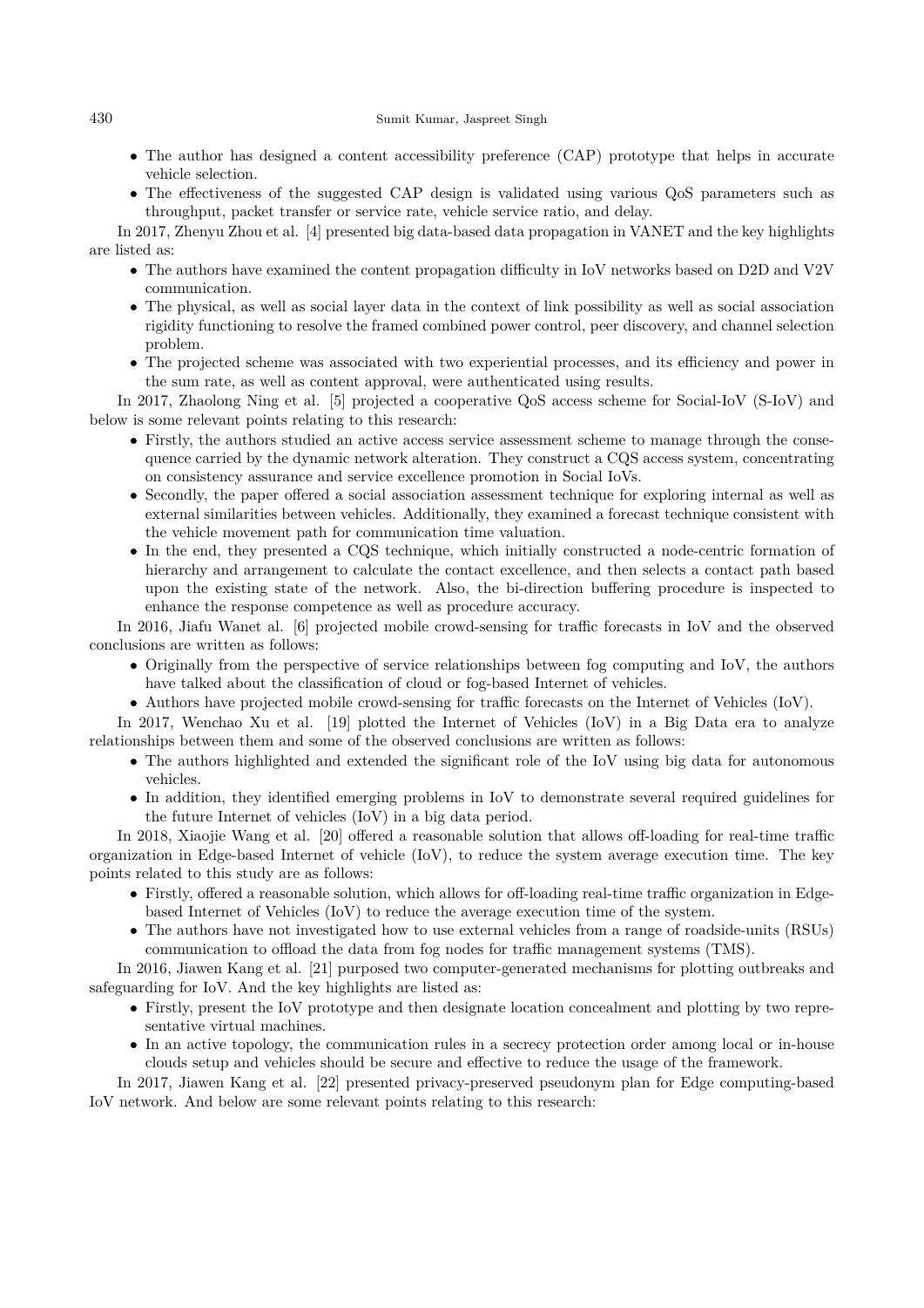- The author has designed a content accessibility preference (CAP) prototype that helps in accurate vehicle selection.
- The effectiveness of the suggested CAP design is validated using various QoS parameters such as throughput, packet transfer or service rate, vehicle service ratio, and delay.

In 2017, Zhenyu Zhou et al. [4] presented big data-based data propagation in VANET and the key highlights are listed as:

- The authors have examined the content propagation difficulty in IoV networks based on D2D and V2V communication.
- The physical, as well as social layer data in the context of link possibility as well as social association rigidity functioning to resolve the framed combined power control, peer discovery, and channel selection problem.
- The projected scheme was associated with two experiential processes, and its efficiency and power in the sum rate, as well as content approval, were authenticated using results.

In 2017, Zhaolong Ning et al. [5] projected a cooperative QoS access scheme for Social-IoV (S-IoV) and below is some relevant points relating to this research:

- Firstly, the authors studied an active access service assessment scheme to manage through the consequence carried by the dynamic network alteration. They construct a CQS access system, concentrating on consistency assurance and service excellence promotion in Social IoVs.
- Secondly, the paper offered a social association assessment technique for exploring internal as well as external similarities between vehicles. Additionally, they examined a forecast technique consistent with the vehicle movement path for communication time valuation.
- In the end, they presented a CQS technique, which initially constructed a node-centric formation of hierarchy and arrangement to calculate the contact excellence, and then selects a contact path based upon the existing state of the network. Also, the bi-direction buffering procedure is inspected to enhance the response competence as well as procedure accuracy.

In 2016, Jiafu Wanet al. [6] projected mobile crowd-sensing for traffic forecasts in IoV and the observed conclusions are written as follows:

- Originally from the perspective of service relationships between fog computing and IoV, the authors have talked about the classification of cloud or fog-based Internet of vehicles.
- Authors have projected mobile crowd-sensing for traffic forecasts on the Internet of Vehicles (IoV).

In 2017, Wenchao Xu et al. [19] plotted the Internet of Vehicles (IoV) in a Big Data era to analyze relationships between them and some of the observed conclusions are written as follows:

- The authors highlighted and extended the significant role of the IoV using big data for autonomous vehicles.
- In addition, they identified emerging problems in IoV to demonstrate several required guidelines for the future Internet of vehicles (IoV) in a big data period.

In 2018, Xiaojie Wang et al. [20] offered a reasonable solution that allows off-loading for real-time traffic organization in Edge-based Internet of vehicle (IoV), to reduce the system average execution time. The key points related to this study are as follows:

- Firstly, offered a reasonable solution, which allows for off-loading real-time traffic organization in Edge-based Internet of Vehicles (IoV) to reduce the average execution time of the system.
- The authors have not investigated how to use external vehicles from a range of roadside-units (RSUs) communication to offload the data from fog nodes for traffic management systems (TMS).

In 2016, Jiawen Kang et al. [21] purposed two computer-generated mechanisms for plotting outbreaks and safeguarding for IoV. And the key highlights are listed as:

- Firstly, present the IoV prototype and then designate location concealment and plotting by two representative virtual machines.
- In an active topology, the communication rules in a secrecy protection order among local or in-house clouds setup and vehicles should be secure and effective to reduce the usage of the framework.

In 2017, Jiawen Kang et al. [22] presented privacy-preserved pseudonym plan for Edge computing-based IoV network. And below are some relevant points relating to this research: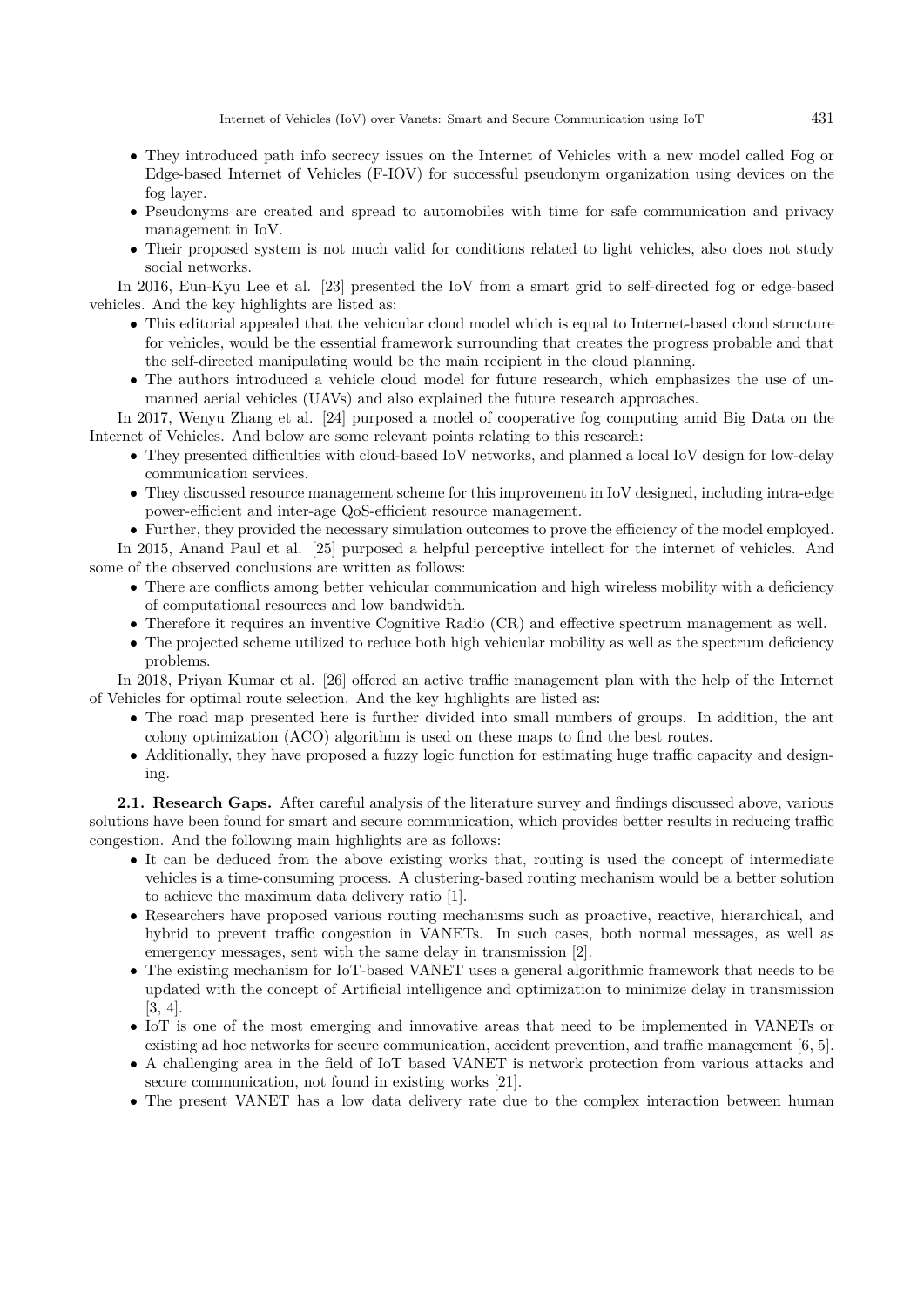- They introduced path info secrecy issues on the Internet of Vehicles with a new model called Fog or Edge-based Internet of Vehicles (F-IOV) for successful pseudonym organization using devices on the fog layer.
- Pseudonyms are created and spread to automobiles with time for safe communication and privacy management in IoV.
- Their proposed system is not much valid for conditions related to light vehicles, also does not study social networks.

In 2016, Eun-Kyu Lee et al. [23] presented the IoV from a smart grid to self-directed fog or edge-based vehicles. And the key highlights are listed as:

- This editorial appealed that the vehicular cloud model which is equal to Internet-based cloud structure for vehicles, would be the essential framework surrounding that creates the progress probable and that the self-directed manipulating would be the main recipient in the cloud planning.
- The authors introduced a vehicle cloud model for future research, which emphasizes the use of unmanned aerial vehicles (UAVs) and also explained the future research approaches.

In 2017, Wenyu Zhang et al. [24] purposed a model of cooperative fog computing amid Big Data on the Internet of Vehicles. And below are some relevant points relating to this research:

- They presented difficulties with cloud-based IoV networks, and planned a local IoV design for low-delay communication services.
- They discussed resource management scheme for this improvement in IoV designed, including intra-edge power-efficient and inter-age QoS-efficient resource management.
- Further, they provided the necessary simulation outcomes to prove the efficiency of the model employed.

In 2015, Anand Paul et al. [25] purposed a helpful perceptive intellect for the internet of vehicles. And some of the observed conclusions are written as follows:

- There are conflicts among better vehicular communication and high wireless mobility with a deficiency of computational resources and low bandwidth.
- Therefore it requires an inventive Cognitive Radio (CR) and effective spectrum management as well.
- The projected scheme utilized to reduce both high vehicular mobility as well as the spectrum deficiency problems.

In 2018, Priyan Kumar et al. [26] offered an active traffic management plan with the help of the Internet of Vehicles for optimal route selection. And the key highlights are listed as:

- The road map presented here is further divided into small numbers of groups. In addition, the ant colony optimization (ACO) algorithm is used on these maps to find the best routes.
- Additionally, they have proposed a fuzzy logic function for estimating huge traffic capacity and designing.

**2.1. Research Gaps.** After careful analysis of the literature survey and findings discussed above, various solutions have been found for smart and secure communication, which provides better results in reducing traffic congestion. And the following main highlights are as follows:

- It can be deduced from the above existing works that, routing is used the concept of intermediate vehicles is a time-consuming process. A clustering-based routing mechanism would be a better solution to achieve the maximum data delivery ratio [1].
- Researchers have proposed various routing mechanisms such as proactive, reactive, hierarchical, and hybrid to prevent traffic congestion in VANETs. In such cases, both normal messages, as well as emergency messages, sent with the same delay in transmission [2].
- The existing mechanism for IoT-based VANET uses a general algorithmic framework that needs to be updated with the concept of Artificial intelligence and optimization to minimize delay in transmission [3, 4].
- IoT is one of the most emerging and innovative areas that need to be implemented in VANETs or existing ad hoc networks for secure communication, accident prevention, and traffic management [6, 5].
- A challenging area in the field of IoT based VANET is network protection from various attacks and secure communication, not found in existing works [21].
- The present VANET has a low data delivery rate due to the complex interaction between human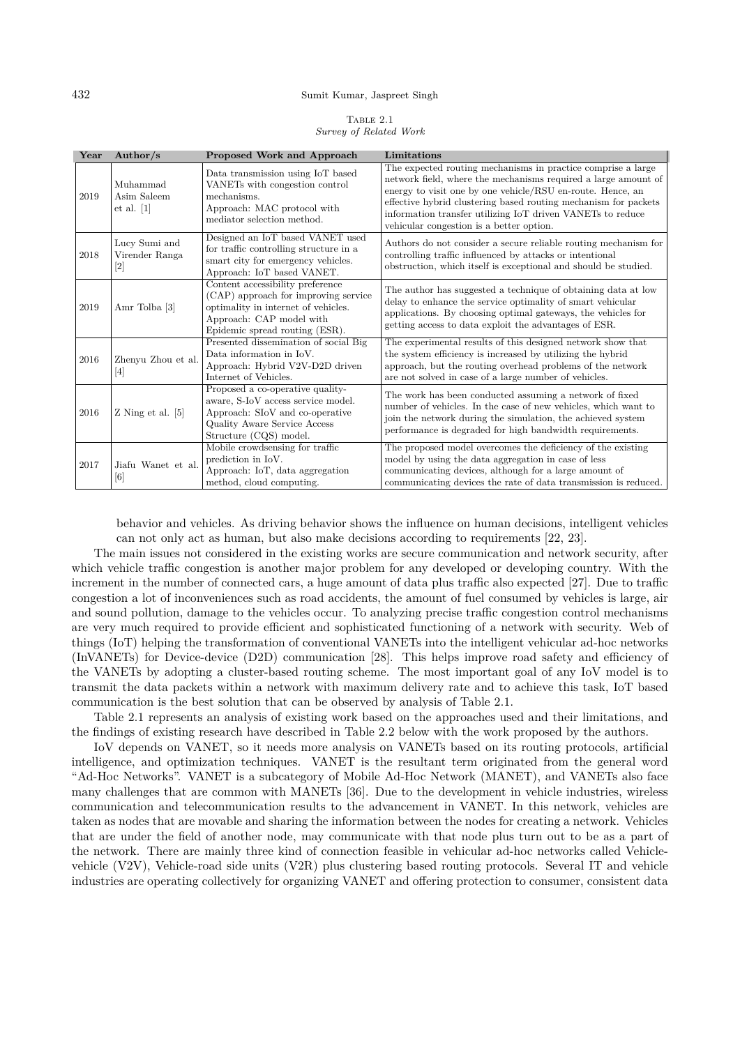Table 2.1
*Survey of Related Work*

| Year | Author/s | Proposed Work and Approach | Limitations |
|---|---|---|---|
| 2019 | Muhammad Asim Saleem et al. [1] | Data transmission using IoT based VANETs with congestion control mechanisms. Approach: MAC protocol with mediator selection method. | The expected routing mechanisms in practice comprise a large network field, where the mechanisms required a large amount of energy to visit one by one vehicle/RSU en-route. Hence, an effective hybrid clustering based routing mechanism for packets information transfer utilizing IoT driven VANETs to reduce vehicular congestion is a better option. |
| 2018 | Lucy Sumi and Virender Ranga [2] | Designed an IoT based VANET used for traffic controlling structure in a smart city for emergency vehicles. Approach: IoT based VANET. | Authors do not consider a secure reliable routing mechanism for controlling traffic influenced by attacks or intentional obstruction, which itself is exceptional and should be studied. |
| 2019 | Amr Tolba [3] | Content accessibility preference (CAP) approach for improving service optimality in internet of vehicles. Approach: CAP model with Epidemic spread routing (ESR). | The author has suggested a technique of obtaining data at low delay to enhance the service optimality of smart vehicular applications. By choosing optimal gateways, the vehicles for getting access to data exploit the advantages of ESR. |
| 2016 | Zhenyu Zhou et al. [4] | Presented dissemination of social Big Data information in IoV. Approach: Hybrid V2V-D2D driven Internet of Vehicles. | The experimental results of this designed network show that the system efficiency is increased by utilizing the hybrid approach, but the routing overhead problems of the network are not solved in case of a large number of vehicles. |
| 2016 | Z Ning et al. [5] | Proposed a co-operative quality-aware, S-IoV access service model. Approach: SIoV and co-operative Quality Aware Service Access Structure (CQS) model. | The work has been conducted assuming a network of fixed number of vehicles. In the case of new vehicles, which want to join the network during the simulation, the achieved system performance is degraded for high bandwidth requirements. |
| 2017 | Jiafu Wanet et al. [6] | Mobile crowdsensing for traffic prediction in IoV. Approach: IoT, data aggregation method, cloud computing. | The proposed model overcomes the deficiency of the existing model by using the data aggregation in case of less communicating devices, although for a large amount of communicating devices the rate of data transmission is reduced. |

behavior and vehicles. As driving behavior shows the influence on human decisions, intelligent vehicles can not only act as human, but also make decisions according to requirements [22, 23].

The main issues not considered in the existing works are secure communication and network security, after which vehicle traffic congestion is another major problem for any developed or developing country. With the increment in the number of connected cars, a huge amount of data plus traffic also expected [27]. Due to traffic congestion a lot of inconveniences such as road accidents, the amount of fuel consumed by vehicles is large, air and sound pollution, damage to the vehicles occur. To analyzing precise traffic congestion control mechanisms are very much required to provide efficient and sophisticated functioning of a network with security. Web of things (IoT) helping the transformation of conventional VANETs into the intelligent vehicular ad-hoc networks (InVANETs) for Device-device (D2D) communication [28]. This helps improve road safety and efficiency of the VANETs by adopting a cluster-based routing scheme. The most important goal of any IoV model is to transmit the data packets within a network with maximum delivery rate and to achieve this task, IoT based communication is the best solution that can be observed by analysis of Table 2.1.

Table 2.1 represents an analysis of existing work based on the approaches used and their limitations, and the findings of existing research have described in Table 2.2 below with the work proposed by the authors.

IoV depends on VANET, so it needs more analysis on VANETs based on its routing protocols, artificial intelligence, and optimization techniques. VANET is the resultant term originated from the general word "Ad-Hoc Networks". VANET is a subcategory of Mobile Ad-Hoc Network (MANET), and VANETs also face many challenges that are common with MANETs [36]. Due to the development in vehicle industries, wireless communication and telecommunication results to the advancement in VANET. In this network, vehicles are taken as nodes that are movable and sharing the information between the nodes for creating a network. Vehicles that are under the field of another node, may communicate with that node plus turn out to be as a part of the network. There are mainly three kind of connection feasible in vehicular ad-hoc networks called Vehicle-vehicle (V2V), Vehicle-road side units (V2R) plus clustering based routing protocols. Several IT and vehicle industries are operating collectively for organizing VANET and offering protection to consumer, consistent data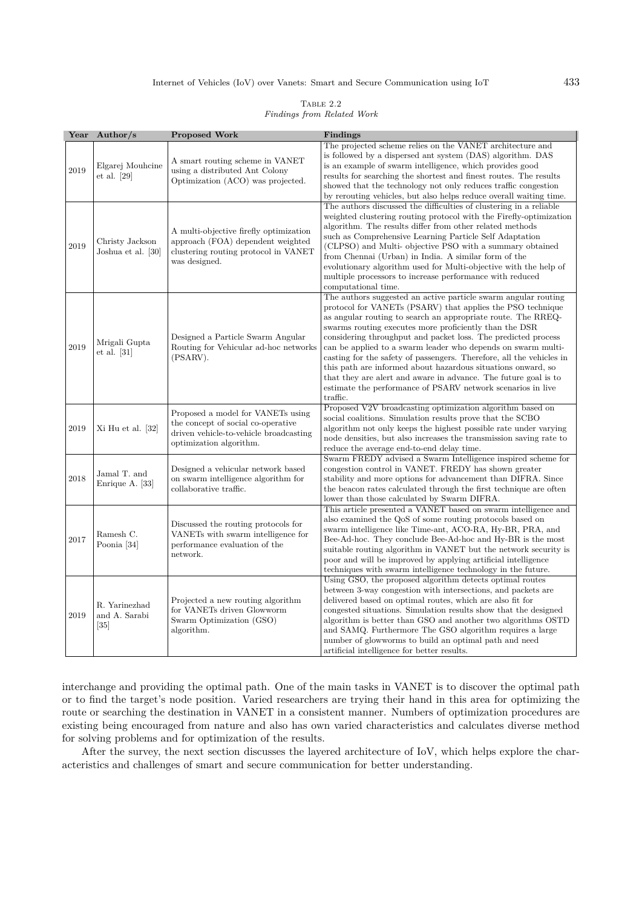Table 2.2
*Findings from Related Work*

| Year | Author/s | Proposed Work | Findings |
|---|---|---|---|
| 2019 | Elgarej Mouhcine et al. [29] | A smart routing scheme in VANET using a distributed Ant Colony Optimization (ACO) was projected. | The projected scheme relies on the VANET architecture and is followed by a dispersed ant system (DAS) algorithm. DAS is an example of swarm intelligence, which provides good results for searching the shortest and finest routes. The results showed that the technology not only reduces traffic congestion by rerouting vehicles, but also helps reduce overall waiting time. |
| 2019 | Christy Jackson Joshua et al. [30] | A multi-objective firefly optimization approach (FOA) dependent weighted clustering routing protocol in VANET was designed. | The authors discussed the difficulties of clustering in a reliable weighted clustering routing protocol with the Firefly-optimization algorithm. The results differ from other related methods such as Comprehensive Learning Particle Self Adaptation (CLPSO) and Multi- objective PSO with a summary obtained from Chennai (Urban) in India. A similar form of the evolutionary algorithm used for Multi-objective with the help of multiple processors to increase performance with reduced computational time. |
| 2019 | Mrigali Gupta et al. [31] | Designed a Particle Swarm Angular Routing for Vehicular ad-hoc networks (PSARV). | The authors suggested an active particle swarm angular routing protocol for VANETs (PSARV) that applies the PSO technique as angular routing to search an appropriate route. The RREQ-swarms routing executes more proficiently than the DSR considering throughput and packet loss. The predicted process can be applied to a swarm leader who depends on swarm multi-casting for the safety of passengers. Therefore, all the vehicles in this path are informed about hazardous situations onward, so that they are alert and aware in advance. The future goal is to estimate the performance of PSARV network scenarios in live traffic. |
| 2019 | Xi Hu et al. [32] | Proposed a model for VANETs using the concept of social co-operative driven vehicle-to-vehicle broadcasting optimization algorithm. | Proposed V2V broadcasting optimization algorithm based on social coalitions. Simulation results prove that the SCBO algorithm not only keeps the highest possible rate under varying node densities, but also increases the transmission saving rate to reduce the average end-to-end delay time. |
| 2018 | Jamal T. and Enrique A. [33] | Designed a vehicular network based on swarm intelligence algorithm for collaborative traffic. | Swarm FREDY advised a Swarm Intelligence inspired scheme for congestion control in VANET. FREDY has shown greater stability and more options for advancement than DIFRA. Since the beacon rates calculated through the first technique are often lower than those calculated by Swarm DIFRA. |
| 2017 | Ramesh C. Poonia [34] | Discussed the routing protocols for VANETs with swarm intelligence for performance evaluation of the network. | This article presented a VANET based on swarm intelligence and also examined the QoS of some routing protocols based on swarm intelligence like Time-ant, ACO-RA, Hy-BR, PRA, and Bee-Ad-hoc. They conclude Bee-Ad-hoc and Hy-BR is the most suitable routing algorithm in VANET but the network security is poor and will be improved by applying artificial intelligence techniques with swarm intelligence technology in the future. |
| 2019 | R. Yarinezhad and A. Sarabi [35] | Projected a new routing algorithm for VANETs driven Glowworm Swarm Optimization (GSO) algorithm. | Using GSO, the proposed algorithm detects optimal routes between 3-way congestion with intersections, and packets are delivered based on optimal routes, which are also fit for congested situations. Simulation results show that the designed algorithm is better than GSO and another two algorithms OSTD and SAMQ. Furthermore The GSO algorithm requires a large number of glowworms to build an optimal path and need artificial intelligence for better results. |

interchange and providing the optimal path. One of the main tasks in VANET is to discover the optimal path or to find the target's node position. Varied researchers are trying their hand in this area for optimizing the route or searching the destination in VANET in a consistent manner. Numbers of optimization procedures are existing being encouraged from nature and also has own varied characteristics and calculates diverse method for solving problems and for optimization of the results.

After the survey, the next section discusses the layered architecture of IoV, which helps explore the characteristics and challenges of smart and secure communication for better understanding.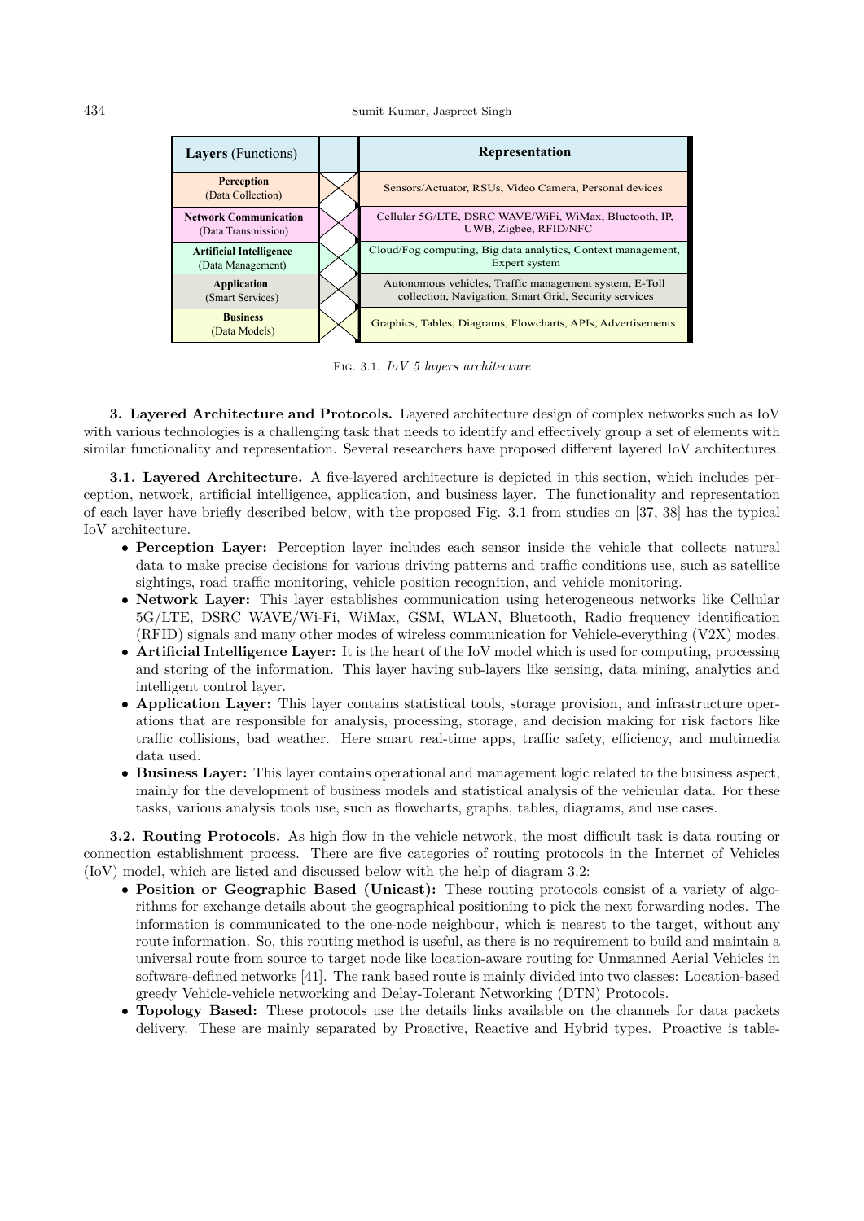| **Layers** (Functions) | **Representation** |
|---|---|
| **Perception** (Data Collection) | Sensors/Actuator, RSUs, Video Camera, Personal devices |
| **Network Communication** (Data Transmission) | Cellular 5G/LTE, DSRC WAVE/WiFi, WiMax, Bluetooth, IP, UWB, Zigbee, RFID/NFC |
| **Artificial Intelligence** (Data Management) | Cloud/Fog computing, Big data analytics, Context management, Expert system |
| **Application** (Smart Services) | Autonomous vehicles, Traffic management system, E-Toll collection, Navigation, Smart Grid, Security services |
| **Business** (Data Models) | Graphics, Tables, Diagrams, Flowcharts, APIs, Advertisements |

Fig. 3.1. *IoV 5 layers architecture*

## 3. Layered Architecture and Protocols.

Layered architecture design of complex networks such as IoV with various technologies is a challenging task that needs to identify and effectively group a set of elements with similar functionality and representation. Several researchers have proposed different layered IoV architectures.

### 3.1. Layered Architecture.

A five-layered architecture is depicted in this section, which includes perception, network, artificial intelligence, application, and business layer. The functionality and representation of each layer have briefly described below, with the proposed Fig. 3.1 from studies on [37, 38] has the typical IoV architecture.

- **Perception Layer:** Perception layer includes each sensor inside the vehicle that collects natural data to make precise decisions for various driving patterns and traffic conditions use, such as satellite sightings, road traffic monitoring, vehicle position recognition, and vehicle monitoring.
- **Network Layer:** This layer establishes communication using heterogeneous networks like Cellular 5G/LTE, DSRC WAVE/Wi-Fi, WiMax, GSM, WLAN, Bluetooth, Radio frequency identification (RFID) signals and many other modes of wireless communication for Vehicle-everything (V2X) modes.
- **Artificial Intelligence Layer:** It is the heart of the IoV model which is used for computing, processing and storing of the information. This layer having sub-layers like sensing, data mining, analytics and intelligent control layer.
- **Application Layer:** This layer contains statistical tools, storage provision, and infrastructure operations that are responsible for analysis, processing, storage, and decision making for risk factors like traffic collisions, bad weather. Here smart real-time apps, traffic safety, efficiency, and multimedia data used.
- **Business Layer:** This layer contains operational and management logic related to the business aspect, mainly for the development of business models and statistical analysis of the vehicular data. For these tasks, various analysis tools use, such as flowcharts, graphs, tables, diagrams, and use cases.

### 3.2. Routing Protocols.

As high flow in the vehicle network, the most difficult task is data routing or connection establishment process. There are five categories of routing protocols in the Internet of Vehicles (IoV) model, which are listed and discussed below with the help of diagram 3.2:

- **Position or Geographic Based (Unicast):** These routing protocols consist of a variety of algorithms for exchange details about the geographical positioning to pick the next forwarding nodes. The information is communicated to the one-node neighbour, which is nearest to the target, without any route information. So, this routing method is useful, as there is no requirement to build and maintain a universal route from source to target node like location-aware routing for Unmanned Aerial Vehicles in software-defined networks [41]. The rank based route is mainly divided into two classes: Location-based greedy Vehicle-vehicle networking and Delay-Tolerant Networking (DTN) Protocols.
- **Topology Based:** These protocols use the details links available on the channels for data packets delivery. These are mainly separated by Proactive, Reactive and Hybrid types. Proactive is table-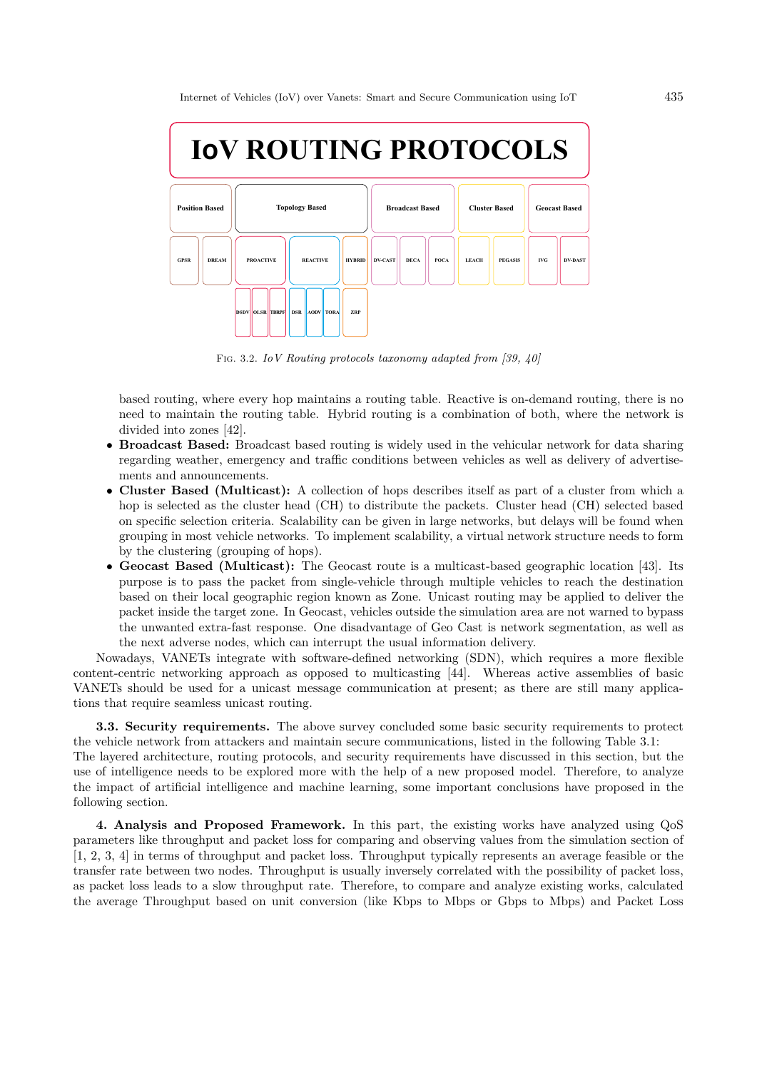IoV ROUTING PROTOCOLS

| Position Based | | Topology Based | | | Broadcast Based | | | Cluster Based | | Geocast Based | |
|---|---|---|---|---|---|---|---|---|---|---|---|
| GPSR | DREAM | PROACTIVE | REACTIVE | HYBRID | DV-CAST | DECA | POCA | LEACH | PEGASIS | IVG | DV-DAST |
| | | DSDV, OLSR, TBRPF | DSR, AODV, TORA | ZRP | | | | | | | |

FIG. 3.2. *IoV Routing protocols taxonomy adapted from [39, 40]*

based routing, where every hop maintains a routing table. Reactive is on-demand routing, there is no need to maintain the routing table. Hybrid routing is a combination of both, where the network is divided into zones [42].

- **Broadcast Based:** Broadcast based routing is widely used in the vehicular network for data sharing regarding weather, emergency and traffic conditions between vehicles as well as delivery of advertisements and announcements.
- **Cluster Based (Multicast):** A collection of hops describes itself as part of a cluster from which a hop is selected as the cluster head (CH) to distribute the packets. Cluster head (CH) selected based on specific selection criteria. Scalability can be given in large networks, but delays will be found when grouping in most vehicle networks. To implement scalability, a virtual network structure needs to form by the clustering (grouping of hops).
- **Geocast Based (Multicast):** The Geocast route is a multicast-based geographic location [43]. Its purpose is to pass the packet from single-vehicle through multiple vehicles to reach the destination based on their local geographic region known as Zone. Unicast routing may be applied to deliver the packet inside the target zone. In Geocast, vehicles outside the simulation area are not warned to bypass the unwanted extra-fast response. One disadvantage of Geo Cast is network segmentation, as well as the next adverse nodes, which can interrupt the usual information delivery.

Nowadays, VANETs integrate with software-defined networking (SDN), which requires a more flexible content-centric networking approach as opposed to multicasting [44]. Whereas active assemblies of basic VANETs should be used for a unicast message communication at present; as there are still many applications that require seamless unicast routing.

**3.3. Security requirements.** The above survey concluded some basic security requirements to protect the vehicle network from attackers and maintain secure communications, listed in the following Table 3.1:
The layered architecture, routing protocols, and security requirements have discussed in this section, but the use of intelligence needs to be explored more with the help of a new proposed model. Therefore, to analyze the impact of artificial intelligence and machine learning, some important conclusions have proposed in the following section.

**4. Analysis and Proposed Framework.** In this part, the existing works have analyzed using QoS parameters like throughput and packet loss for comparing and observing values from the simulation section of [1, 2, 3, 4] in terms of throughput and packet loss. Throughput typically represents an average feasible or the transfer rate between two nodes. Throughput is usually inversely correlated with the possibility of packet loss, as packet loss leads to a slow throughput rate. Therefore, to compare and analyze existing works, calculated the average Throughput based on unit conversion (like Kbps to Mbps or Gbps to Mbps) and Packet Loss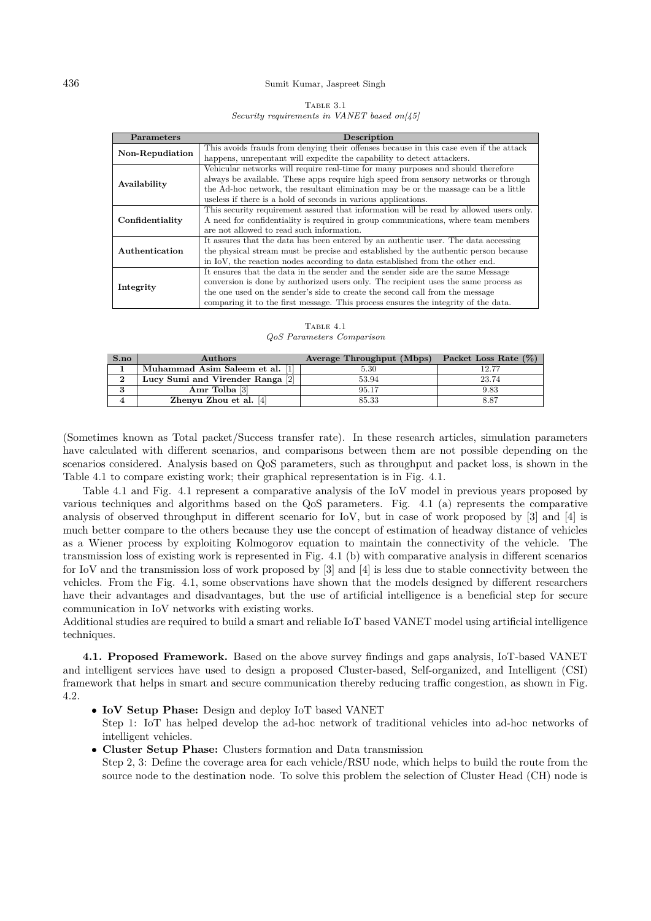Table 3.1
*Security requirements in VANET based on[45]*

| Parameters | Description |
|---|---|
| **Non-Repudiation** | This avoids frauds from denying their offenses because in this case even if the attack happens, unrepentant will expedite the capability to detect attackers. |
| **Availability** | Vehicular networks will require real-time for many purposes and should therefore always be available. These apps require high speed from sensory networks or through the Ad-hoc network, the resultant elimination may be or the massage can be a little useless if there is a hold of seconds in various applications. |
| **Confidentiality** | This security requirement assured that information will be read by allowed users only. A need for confidentiality is required in group communications, where team members are not allowed to read such information. |
| **Authentication** | It assures that the data has been entered by an authentic user. The data accessing the physical stream must be precise and established by the authentic person because in IoV, the reaction nodes according to data established from the other end. |
| **Integrity** | It ensures that the data in the sender and the sender side are the same Message conversion is done by authorized users only. The recipient uses the same process as the one used on the sender's side to create the second call from the message comparing it to the first message. This process ensures the integrity of the data. |

Table 4.1
*QoS Parameters Comparison*

| S.no | Authors | Average Throughput (Mbps) | Packet Loss Rate (%) |
|---|---|---|---|
| **1** | **Muhammad Asim Saleem et al.** [1] | 5.30 | 12.77 |
| **2** | **Lucy Sumi and Virender Ranga** [2] | 53.94 | 23.74 |
| **3** | **Amr Tolba** [3] | 95.17 | 9.83 |
| **4** | **Zhenyu Zhou et al.** [4] | 85.33 | 8.87 |

(Sometimes known as Total packet/Success transfer rate). In these research articles, simulation parameters have calculated with different scenarios, and comparisons between them are not possible depending on the scenarios considered. Analysis based on QoS parameters, such as throughput and packet loss, is shown in the Table 4.1 to compare existing work; their graphical representation is in Fig. 4.1.

Table 4.1 and Fig. 4.1 represent a comparative analysis of the IoV model in previous years proposed by various techniques and algorithms based on the QoS parameters. Fig. 4.1 (a) represents the comparative analysis of observed throughput in different scenario for IoV, but in case of work proposed by [3] and [4] is much better compare to the others because they use the concept of estimation of headway distance of vehicles as a Wiener process by exploiting Kolmogorov equation to maintain the connectivity of the vehicle. The transmission loss of existing work is represented in Fig. 4.1 (b) with comparative analysis in different scenarios for IoV and the transmission loss of work proposed by [3] and [4] is less due to stable connectivity between the vehicles. From the Fig. 4.1, some observations have shown that the models designed by different researchers have their advantages and disadvantages, but the use of artificial intelligence is a beneficial step for secure communication in IoV networks with existing works.

Additional studies are required to build a smart and reliable IoT based VANET model using artificial intelligence techniques.

**4.1. Proposed Framework.** Based on the above survey findings and gaps analysis, IoT-based VANET and intelligent services have used to design a proposed Cluster-based, Self-organized, and Intelligent (CSI) framework that helps in smart and secure communication thereby reducing traffic congestion, as shown in Fig. 4.2.

- **IoV Setup Phase:** Design and deploy IoT based VANET
  Step 1: IoT has helped develop the ad-hoc network of traditional vehicles into ad-hoc networks of intelligent vehicles.
- **Cluster Setup Phase:** Clusters formation and Data transmission
  Step 2, 3: Define the coverage area for each vehicle/RSU node, which helps to build the route from the source node to the destination node. To solve this problem the selection of Cluster Head (CH) node is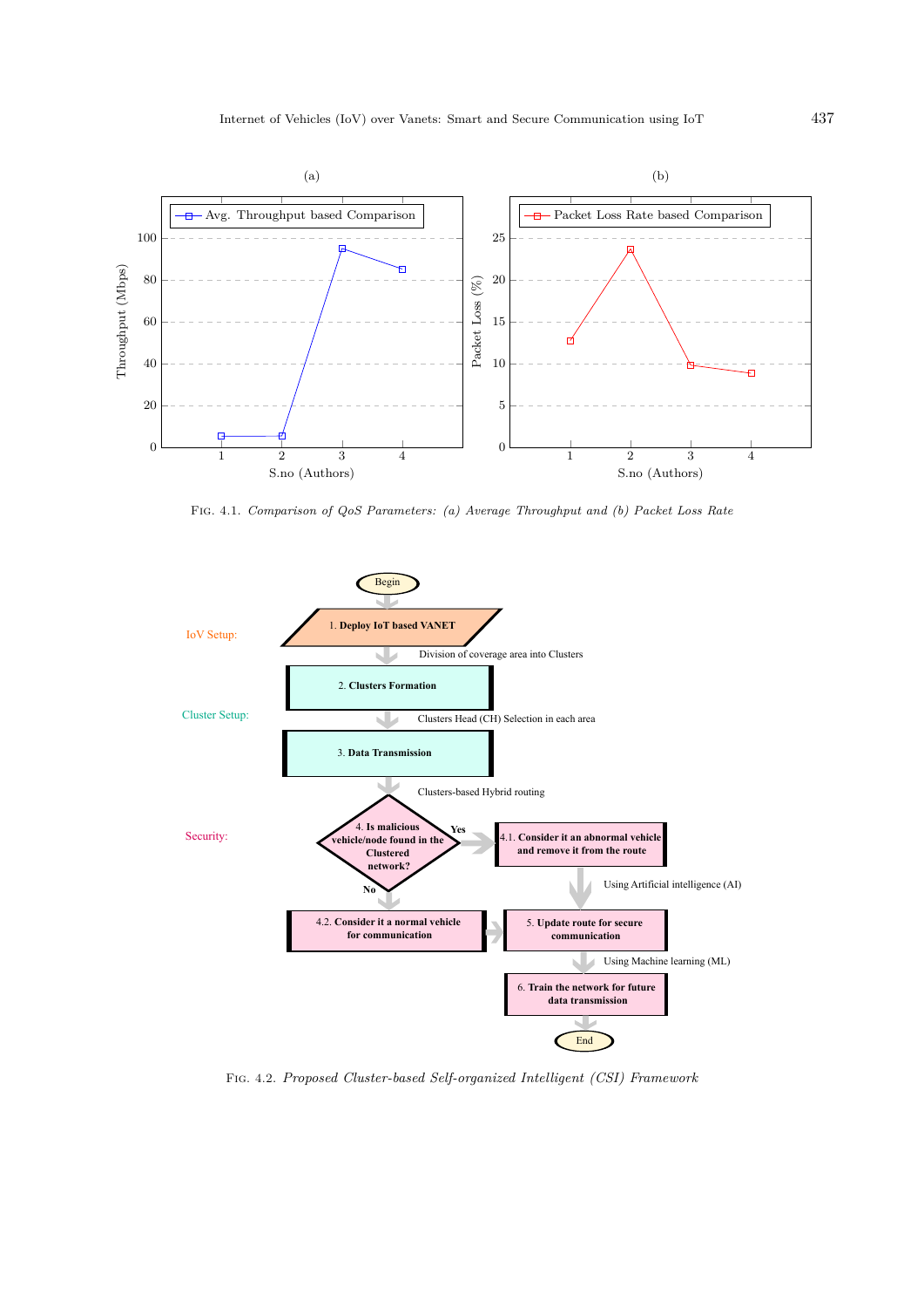FIG. 4.1. *Comparison of QoS Parameters: (a) Average Throughput and (b) Packet Loss Rate*

FIG. 4.2. *Proposed Cluster-based Self-organized Intelligent (CSI) Framework*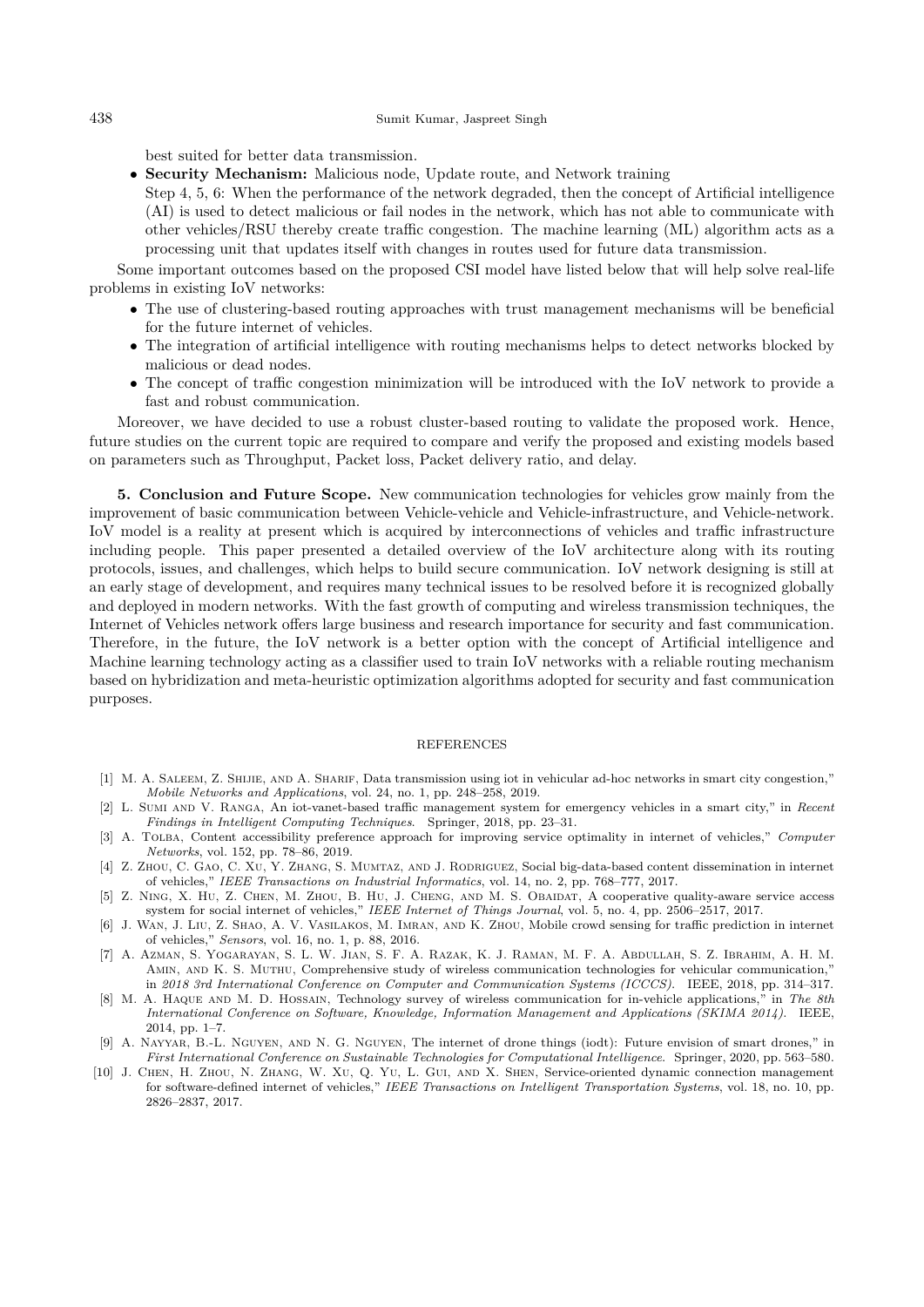best suited for better data transmission.

- **Security Mechanism:** Malicious node, Update route, and Network training
  Step 4, 5, 6: When the performance of the network degraded, then the concept of Artificial intelligence (AI) is used to detect malicious or fail nodes in the network, which has not able to communicate with other vehicles/RSU thereby create traffic congestion. The machine learning (ML) algorithm acts as a processing unit that updates itself with changes in routes used for future data transmission.

Some important outcomes based on the proposed CSI model have listed below that will help solve real-life problems in existing IoV networks:

- The use of clustering-based routing approaches with trust management mechanisms will be beneficial for the future internet of vehicles.
- The integration of artificial intelligence with routing mechanisms helps to detect networks blocked by malicious or dead nodes.
- The concept of traffic congestion minimization will be introduced with the IoV network to provide a fast and robust communication.

Moreover, we have decided to use a robust cluster-based routing to validate the proposed work. Hence, future studies on the current topic are required to compare and verify the proposed and existing models based on parameters such as Throughput, Packet loss, Packet delivery ratio, and delay.

**5. Conclusion and Future Scope.** New communication technologies for vehicles grow mainly from the improvement of basic communication between Vehicle-vehicle and Vehicle-infrastructure, and Vehicle-network. IoV model is a reality at present which is acquired by interconnections of vehicles and traffic infrastructure including people. This paper presented a detailed overview of the IoV architecture along with its routing protocols, issues, and challenges, which helps to build secure communication. IoV network designing is still at an early stage of development, and requires many technical issues to be resolved before it is recognized globally and deployed in modern networks. With the fast growth of computing and wireless transmission techniques, the Internet of Vehicles network offers large business and research importance for security and fast communication. Therefore, in the future, the IoV network is a better option with the concept of Artificial intelligence and Machine learning technology acting as a classifier used to train IoV networks with a reliable routing mechanism based on hybridization and meta-heuristic optimization algorithms adopted for security and fast communication purposes.

## REFERENCES

[1] M. A. Saleem, Z. Shijie, and A. Sharif, Data transmission using iot in vehicular ad-hoc networks in smart city congestion," *Mobile Networks and Applications*, vol. 24, no. 1, pp. 248–258, 2019.

[2] L. Sumi and V. Ranga, An iot-vanet-based traffic management system for emergency vehicles in a smart city," in *Recent Findings in Intelligent Computing Techniques*. Springer, 2018, pp. 23–31.

[3] A. Tolba, Content accessibility preference approach for improving service optimality in internet of vehicles," *Computer Networks*, vol. 152, pp. 78–86, 2019.

[4] Z. Zhou, C. Gao, C. Xu, Y. Zhang, S. Mumtaz, and J. Rodriguez, Social big-data-based content dissemination in internet of vehicles," *IEEE Transactions on Industrial Informatics*, vol. 14, no. 2, pp. 768–777, 2017.

[5] Z. Ning, X. Hu, Z. Chen, M. Zhou, B. Hu, J. Cheng, and M. S. Obaidat, A cooperative quality-aware service access system for social internet of vehicles," *IEEE Internet of Things Journal*, vol. 5, no. 4, pp. 2506–2517, 2017.

[6] J. Wan, J. Liu, Z. Shao, A. V. Vasilakos, M. Imran, and K. Zhou, Mobile crowd sensing for traffic prediction in internet of vehicles," *Sensors*, vol. 16, no. 1, p. 88, 2016.

[7] A. Azman, S. Yogarayan, S. L. W. Jian, S. F. A. Razak, K. J. Raman, M. F. A. Abdullah, S. Z. Ibrahim, A. H. M. Amin, and K. S. Muthu, Comprehensive study of wireless communication technologies for vehicular communication," in *2018 3rd International Conference on Computer and Communication Systems (ICCCS)*. IEEE, 2018, pp. 314–317.

[8] M. A. Haque and M. D. Hossain, Technology survey of wireless communication for in-vehicle applications," in *The 8th International Conference on Software, Knowledge, Information Management and Applications (SKIMA 2014)*. IEEE, 2014, pp. 1–7.

[9] A. Nayyar, B.-L. Nguyen, and N. G. Nguyen, The internet of drone things (iodt): Future envision of smart drones," in *First International Conference on Sustainable Technologies for Computational Intelligence*. Springer, 2020, pp. 563–580.

[10] J. Chen, H. Zhou, N. Zhang, W. Xu, Q. Yu, L. Gui, and X. Shen, Service-oriented dynamic connection management for software-defined internet of vehicles," *IEEE Transactions on Intelligent Transportation Systems*, vol. 18, no. 10, pp. 2826–2837, 2017.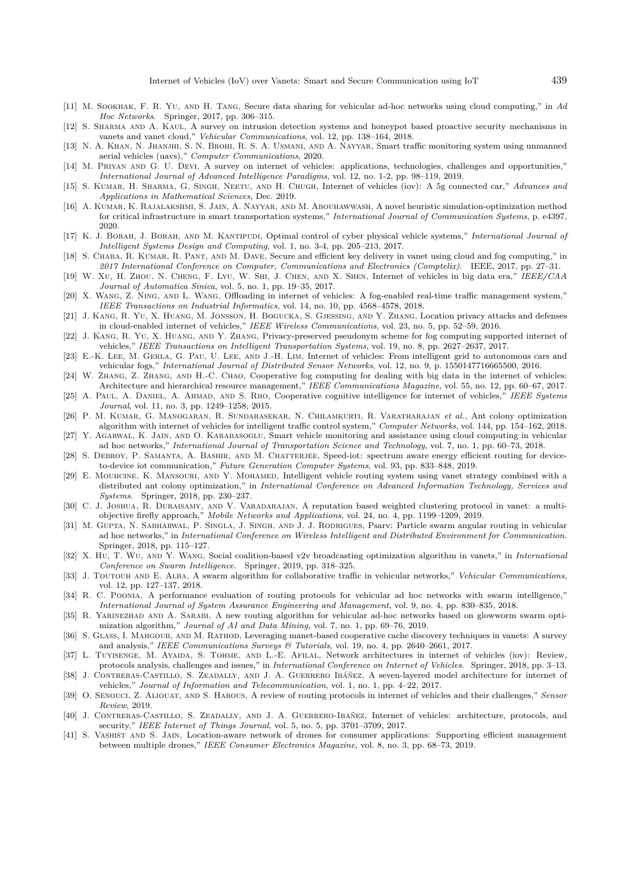[11] M. Sookhak, F. R. Yu, and H. Tang, Secure data sharing for vehicular ad-hoc networks using cloud computing," in *Ad Hoc Networks*. Springer, 2017, pp. 306–315.

[12] S. Sharma and A. Kaul, A survey on intrusion detection systems and honeypot based proactive security mechanisms in vanets and vanet cloud," *Vehicular Communications*, vol. 12, pp. 138–164, 2018.

[13] N. A. Khan, N. Jhanjhi, S. N. Brohi, R. S. A. Usmani, and A. Nayyar, Smart traffic monitoring system using unmanned aerial vehicles (uavs)," *Computer Communications*, 2020.

[14] M. Priyan and G. U. Devi, A survey on internet of vehicles: applications, technologies, challenges and opportunities," *International Journal of Advanced Intelligence Paradigms*, vol. 12, no. 1-2, pp. 98–119, 2019.

[15] S. Kumar, H. Sharma, G. Singh, Neetu, and H. Chugh, Internet of vehicles (iov): A 5g connected car," *Advances and Applications in Mathematical Sciences*, Dec. 2019.

[16] A. Kumar, K. Rajalakshmi, S. Jain, A. Nayyar, and M. Abouhawwash, A novel heuristic simulation-optimization method for critical infrastructure in smart transportation systems," *International Journal of Communication Systems*, p. e4397, 2020.

[17] K. J. Borah, J. Borah, and M. Kantipudi, Optimal control of cyber physical vehicle systems," *International Journal of Intelligent Systems Design and Computing*, vol. 1, no. 3-4, pp. 205–213, 2017.

[18] S. Chaba, R. Kumar, R. Pant, and M. Dave, Secure and efficient key delivery in vanet using cloud and fog computing," in *2017 International Conference on Computer, Communications and Electronics (Comptelix)*. IEEE, 2017, pp. 27–31.

[19] W. Xu, H. Zhou, N. Cheng, F. Lyu, W. Shi, J. Chen, and X. Shen, Internet of vehicles in big data era," *IEEE/CAA Journal of Automatica Sinica*, vol. 5, no. 1, pp. 19–35, 2017.

[20] X. Wang, Z. Ning, and L. Wang, Offloading in internet of vehicles: A fog-enabled real-time traffic management system," *IEEE Transactions on Industrial Informatics*, vol. 14, no. 10, pp. 4568–4578, 2018.

[21] J. Kang, R. Yu, X. Huang, M. Jonsson, H. Bogucka, S. Gjessing, and Y. Zhang, Location privacy attacks and defenses in cloud-enabled internet of vehicles," *IEEE Wireless Communications*, vol. 23, no. 5, pp. 52–59, 2016.

[22] J. Kang, R. Yu, X. Huang, and Y. Zhang, Privacy-preserved pseudonym scheme for fog computing supported internet of vehicles," *IEEE Transactions on Intelligent Transportation Systems*, vol. 19, no. 8, pp. 2627–2637, 2017.

[23] E.-K. Lee, M. Gerla, G. Pau, U. Lee, and J.-H. Lim, Internet of vehicles: From intelligent grid to autonomous cars and vehicular fogs," *International Journal of Distributed Sensor Networks*, vol. 12, no. 9, p. 1550147716665500, 2016.

[24] W. Zhang, Z. Zhang, and H.-C. Chao, Cooperative fog computing for dealing with big data in the internet of vehicles: Architecture and hierarchical resource management," *IEEE Communications Magazine*, vol. 55, no. 12, pp. 60–67, 2017.

[25] A. Paul, A. Daniel, A. Ahmad, and S. Rho, Cooperative cognitive intelligence for internet of vehicles," *IEEE Systems Journal*, vol. 11, no. 3, pp. 1249–1258, 2015.

[26] P. M. Kumar, G. Manogaran, R. Sundarasekar, N. Chilamkurti, R. Varatharajan *et al.*, Ant colony optimization algorithm with internet of vehicles for intelligent traffic control system," *Computer Networks*, vol. 144, pp. 154–162, 2018.

[27] Y. Agarwal, K. Jain, and O. Karabasoglu, Smart vehicle monitoring and assistance using cloud computing in vehicular ad hoc networks," *International Journal of Transportation Science and Technology*, vol. 7, no. 1, pp. 60–73, 2018.

[28] S. Debroy, P. Samanta, A. Bashir, and M. Chatterjee, Speed-iot: spectrum aware energy efficient routing for device-to-device iot communication," *Future Generation Computer Systems*, vol. 93, pp. 833–848, 2019.

[29] E. Mouhcine, K. Mansouri, and Y. Mohamed, Intelligent vehicle routing system using vanet strategy combined with a distributed ant colony optimization," in *International Conference on Advanced Information Technology, Services and Systems*. Springer, 2018, pp. 230–237.

[30] C. J. Joshua, R. Duraisamy, and V. Varadarajan, A reputation based weighted clustering protocol in vanet: a multi-objective firefly approach," *Mobile Networks and Applications*, vol. 24, no. 4, pp. 1199–1209, 2019.

[31] M. Gupta, N. Sabharwal, P. Singla, J. Singh, and J. J. Rodrigues, Psarv: Particle swarm angular routing in vehicular ad hoc networks," in *International Conference on Wireless Intelligent and Distributed Environment for Communication*. Springer, 2018, pp. 115–127.

[32] X. Hu, T. Wu, and Y. Wang, Social coalition-based v2v broadcasting optimization algorithm in vanets," in *International Conference on Swarm Intelligence*. Springer, 2019, pp. 318–325.

[33] J. Toutouh and E. Alba, A swarm algorithm for collaborative traffic in vehicular networks," *Vehicular Communications*, vol. 12, pp. 127–137, 2018.

[34] R. C. Poonia, A performance evaluation of routing protocols for vehicular ad hoc networks with swarm intelligence," *International Journal of System Assurance Engineering and Management*, vol. 9, no. 4, pp. 830–835, 2018.

[35] R. Yarinezhad and A. Sarabi, A new routing algorithm for vehicular ad-hoc networks based on glowworm swarm optimization algorithm," *Journal of AI and Data Mining*, vol. 7, no. 1, pp. 69–76, 2019.

[36] S. Glass, I. Mahgoub, and M. Rathod, Leveraging manet-based cooperative cache discovery techniques in vanets: A survey and analysis," *IEEE Communications Surveys & Tutorials*, vol. 19, no. 4, pp. 2640–2661, 2017.

[37] L. Tuyisenge, M. Ayaida, S. Tohme, and L.-E. Afilal, Network architectures in internet of vehicles (iov): Review, protocols analysis, challenges and issues," in *International Conference on Internet of Vehicles*. Springer, 2018, pp. 3–13.

[38] J. Contreras-Castillo, S. Zeadally, and J. A. Guerrero Ibáñez, A seven-layered model architecture for internet of vehicles," *Journal of Information and Telecommunication*, vol. 1, no. 1, pp. 4–22, 2017.

[39] O. Senouci, Z. Aliouat, and S. Harous, A review of routing protocols in internet of vehicles and their challenges," *Sensor Review*, 2019.

[40] J. Contreras-Castillo, S. Zeadally, and J. A. Guerrero-Ibañez, Internet of vehicles: architecture, protocols, and security," *IEEE Internet of Things Journal*, vol. 5, no. 5, pp. 3701–3709, 2017.

[41] S. Vashist and S. Jain, Location-aware network of drones for consumer applications: Supporting efficient management between multiple drones," *IEEE Consumer Electronics Magazine*, vol. 8, no. 3, pp. 68–73, 2019.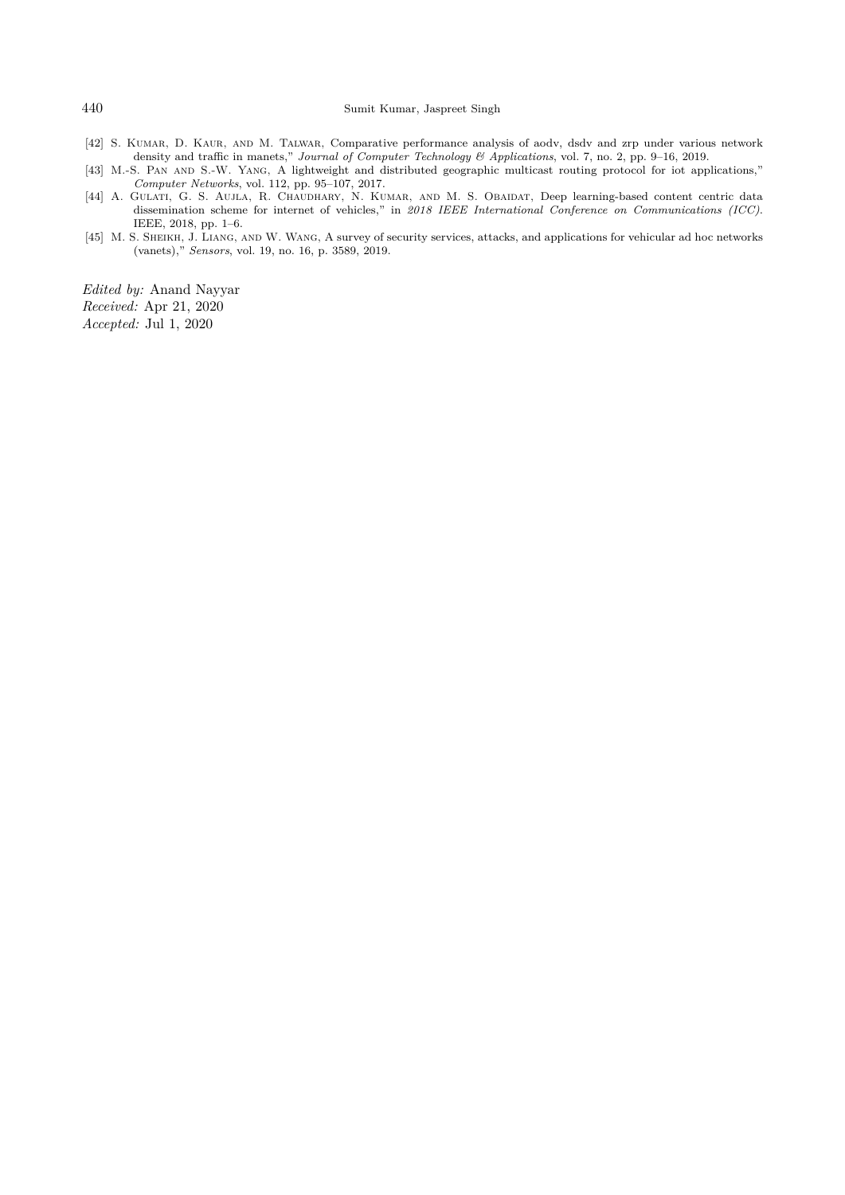[42] S. Kumar, D. Kaur, and M. Talwar, Comparative performance analysis of aodv, dsdv and zrp under various network density and traffic in manets," *Journal of Computer Technology & Applications*, vol. 7, no. 2, pp. 9–16, 2019.

[43] M.-S. Pan and S.-W. Yang, A lightweight and distributed geographic multicast routing protocol for iot applications," *Computer Networks*, vol. 112, pp. 95–107, 2017.

[44] A. Gulati, G. S. Aujla, R. Chaudhary, N. Kumar, and M. S. Obaidat, Deep learning-based content centric data dissemination scheme for internet of vehicles," in *2018 IEEE International Conference on Communications (ICC)*. IEEE, 2018, pp. 1–6.

[45] M. S. Sheikh, J. Liang, and W. Wang, A survey of security services, attacks, and applications for vehicular ad hoc networks (vanets)," *Sensors*, vol. 19, no. 16, p. 3589, 2019.

*Edited by:* Anand Nayyar
*Received:* Apr 21, 2020
*Accepted:* Jul 1, 2020